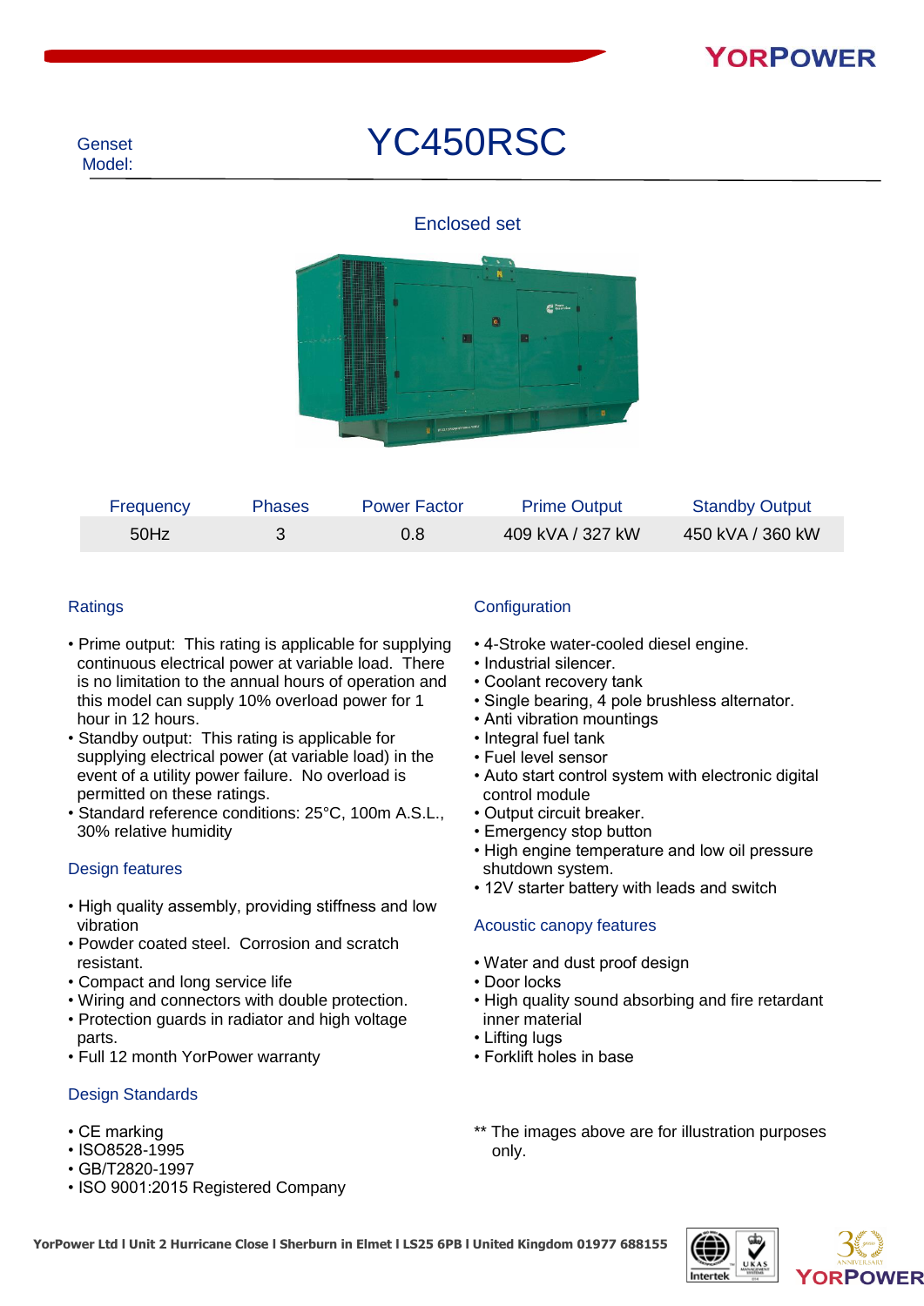YORPOWER

Genset Model: 

# YC450RSC

Enclosed set

| Frequency | Phases | Power Factor | Prime Output | Standby Output |
| --- | --- | --- | --- | --- |
| 50Hz | 3 | 0.8 | 409 kVA / 327 kW | 450 kVA / 360 kW |

## Ratings

- Prime output: This rating is applicable for supplying continuous electrical power at variable load. There is no limitation to the annual hours of operation and this model can supply 10% overload power for 1 hour in 12 hours.
- Standby output: This rating is applicable for supplying electrical power (at variable load) in the event of a utility power failure. No overload is permitted on these ratings.
- Standard reference conditions: 25°C, 100m A.S.L., 30% relative humidity

## Design features

- High quality assembly, providing stiffness and low vibration
- Powder coated steel. Corrosion and scratch resistant.
- Compact and long service life
- Wiring and connectors with double protection.
- Protection guards in radiator and high voltage parts.
- Full 12 month YorPower warranty

## Design Standards

- CE marking
- ISO8528-1995
- GB/T2820-1997
- ISO 9001:2015 Registered Company

## Configuration

- 4-Stroke water-cooled diesel engine.
- Industrial silencer.
- Coolant recovery tank
- Single bearing, 4 pole brushless alternator.
- Anti vibration mountings
- Integral fuel tank
- Fuel level sensor
- Auto start control system with electronic digital control module
- Output circuit breaker.
- Emergency stop button
- High engine temperature and low oil pressure shutdown system.
- 12V starter battery with leads and switch

## Acoustic canopy features

- Water and dust proof design
- Door locks
- High quality sound absorbing and fire retardant inner material
- Lifting lugs
- Forklift holes in base

** The images above are for illustration purposes only.

**YorPower Ltd l Unit 2 Hurricane Close l Sherburn in Elmet l LS25 6PB l United Kingdom 01977 688155**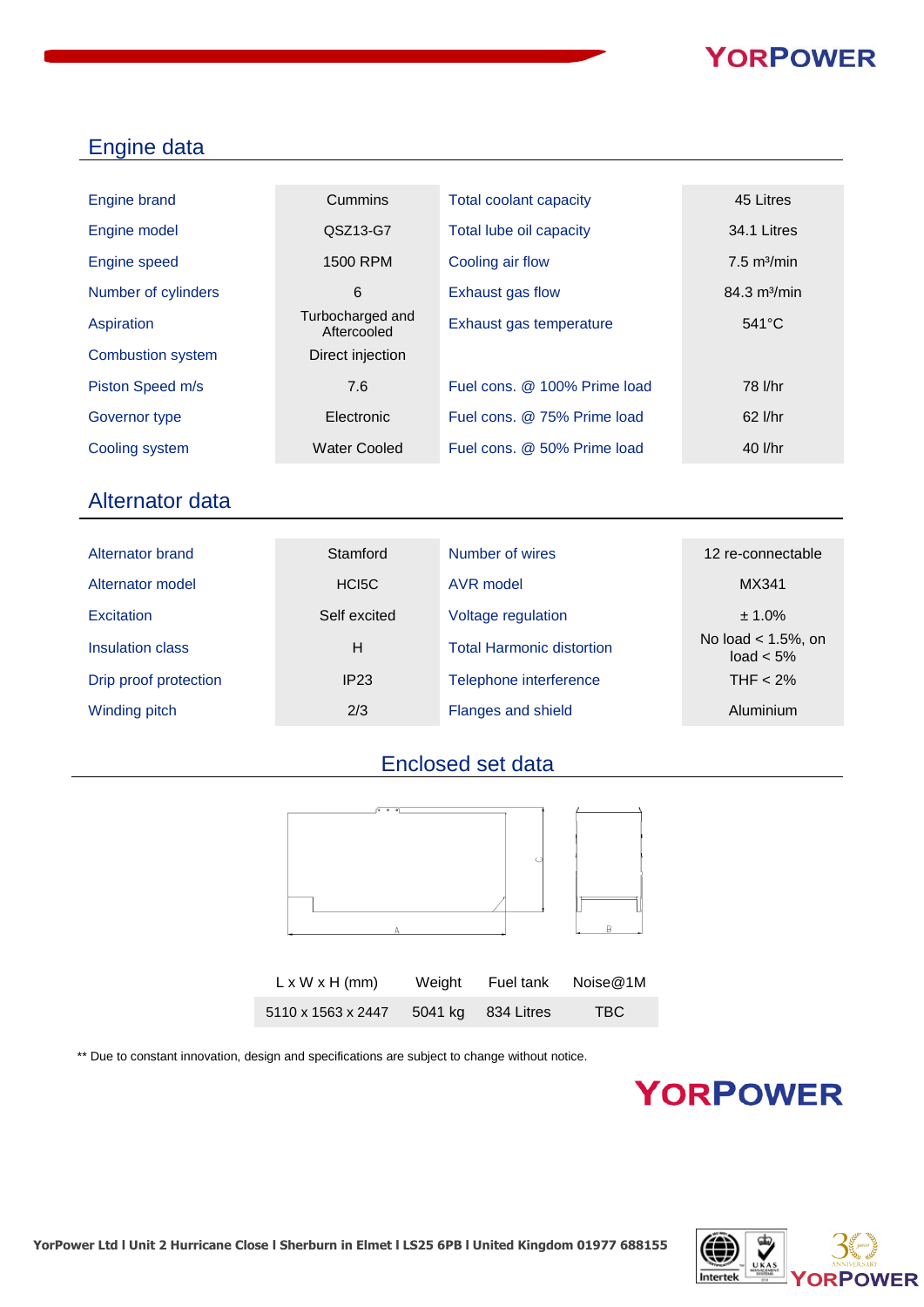## Engine data

| | | | |
|---|---|---|---|
| Engine brand | Cummins | Total coolant capacity | 45 Litres |
| Engine model | QSZ13-G7 | Total lube oil capacity | 34.1 Litres |
| Engine speed | 1500 RPM | Cooling air flow | 7.5 m³/min |
| Number of cylinders | 6 | Exhaust gas flow | 84.3 m³/min |
| Aspiration | Turbocharged and Aftercooled | Exhaust gas temperature | 541°C |
| Combustion system | Direct injection | | |
| Piston Speed m/s | 7.6 | Fuel cons. @ 100% Prime load | 78 l/hr |
| Governor type | Electronic | Fuel cons. @ 75% Prime load | 62 l/hr |
| Cooling system | Water Cooled | Fuel cons. @ 50% Prime load | 40 l/hr |

## Alternator data

| | | | |
|---|---|---|---|
| Alternator brand | Stamford | Number of wires | 12 re-connectable |
| Alternator model | HCI5C | AVR model | MX341 |
| Excitation | Self excited | Voltage regulation | ± 1.0% |
| Insulation class | H | Total Harmonic distortion | No load < 1.5%, on load < 5% |
| Drip proof protection | IP23 | Telephone interference | THF < 2% |
| Winding pitch | 2/3 | Flanges and shield | Aluminium |

## Enclosed set data

A

B

C

| L x W x H (mm) | Weight | Fuel tank | Noise@1M |
|---|---|---|---|
| 5110 x 1563 x 2447 | 5041 kg | 834 Litres | TBC |

** Due to constant innovation, design and specifications are subject to change without notice.

YorPower Ltd l Unit 2 Hurricane Close l Sherburn in Elmet l LS25 6PB l United Kingdom 01977 688155